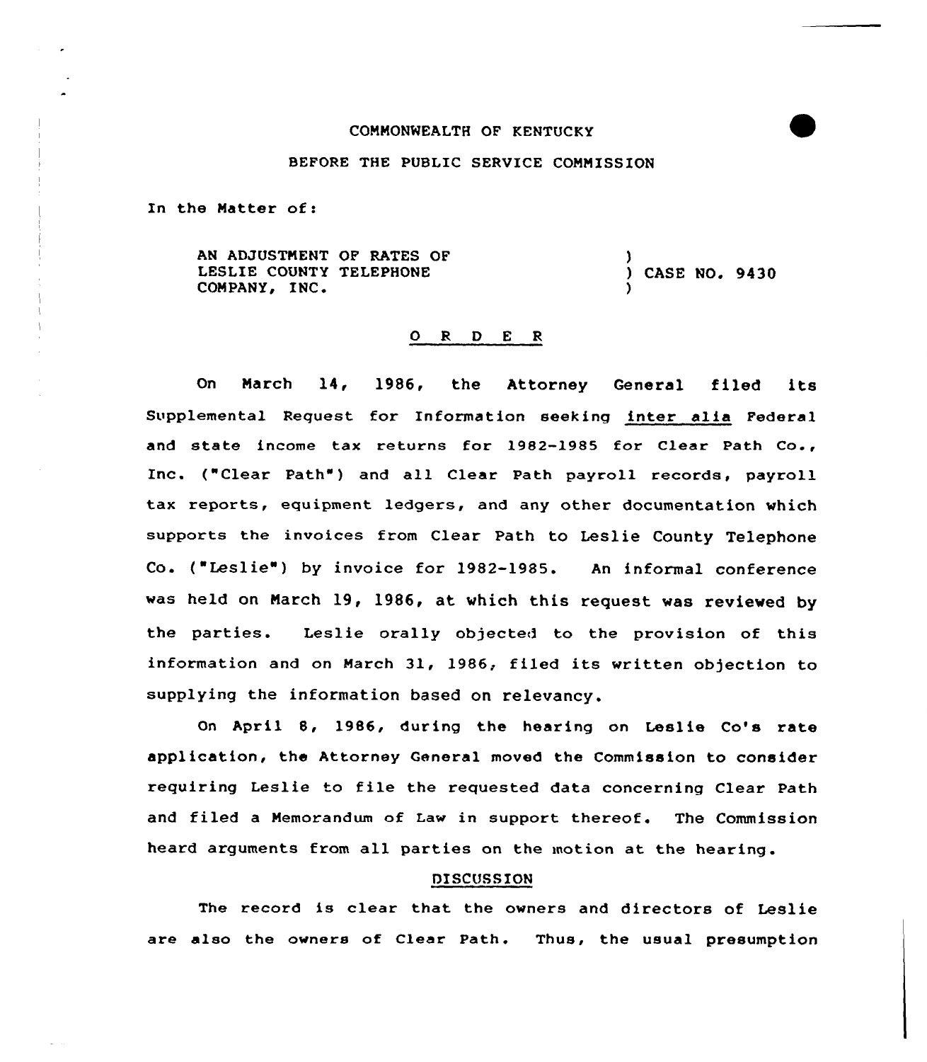COMMONWEALTH OF KENTUCKY

BEFORE THE PUBLIC SERVICE COMMISSION

In the Matter of:

| | |
|---|---|
| AN ADJUSTMENT OF RATES OF LESLIE COUNTY TELEPHONE COMPANY, INC. | ) CASE NO. 9430 |

## O R D E R

On March 14, 1986, the Attorney General filed its Supplemental Request for Information seeking inter alia Federal and state income tax returns for 1982-1985 for Clear Path Co., Inc. ("Clear Path") and all Clear Path payroll records, payroll tax reports, equipment ledgers, and any other documentation which supports the invoices from Clear Path to Leslie County Telephone Co. ("Leslie") by invoice for 1982-1985. An informal conference was held on March 19, 1986, at which this request was reviewed by the parties. Leslie orally objected to the provision of this information and on March 31, 1986, filed its written objection to supplying the information based on relevancy.

On April 8, 1986, during the hearing on Leslie Co's rate application, the Attorney General moved the Commission to consider requiring Leslie to file the requested data concerning Clear Path and filed a Memorandum of Law in support thereof. The Commission heard arguments from all parties on the motion at the hearing.

### DISCUSSION

The record is clear that the owners and directors of Leslie are also the owners of Clear Path. Thus, the usual presumption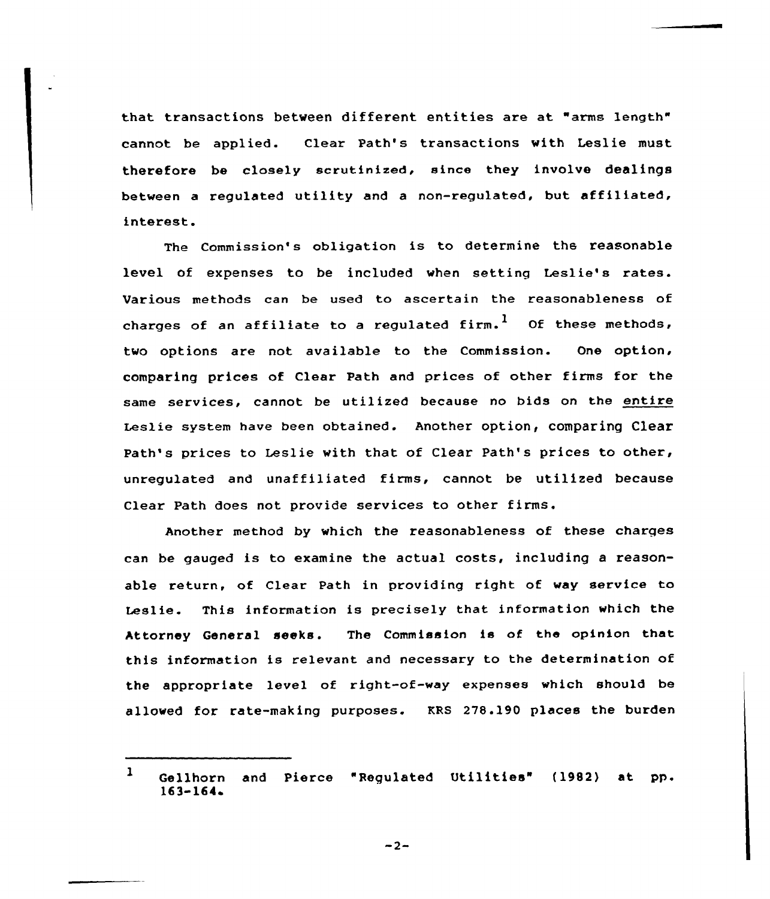that transactions between different entities are at "arms length" cannot be applied. Clear Path's transactions with Leslie must therefore be closely scrutinized, since they involve dealings between a regulated utility and a non-regulated, but affiliated, interest.

The Commission's obligation is to determine the reasonable level of expenses to be included when setting Leslie's rates. Various methods can be used to ascertain the reasonableness of charges of an affiliate to a regulated firm.[1] Of these methods, two options are not available to the Commission. One option, comparing prices of Clear Path and prices of other firms for the same services, cannot be utilized because no bids on the <u>entire</u> Leslie system have been obtained. Another option, comparing Clear Path's prices to Leslie with that of Clear Path's prices to other, unregulated and unaffiliated firms, cannot be utilized because Clear Path does not provide services to other firms.

Another method by which the reasonableness of these charges can be gauged is to examine the actual costs, including a reasonable return, of Clear Path in providing right of way service to Leslie. This information is precisely that information which the Attorney General seeks. The Commission is of the opinion that this information is relevant and necessary to the determination of the appropriate level of right-of-way expenses which should be allowed for rate-making purposes. KRS 278.190 places the burden

---

1 Gellhorn and Pierce "Regulated Utilities" (1982) at pp. 163-164.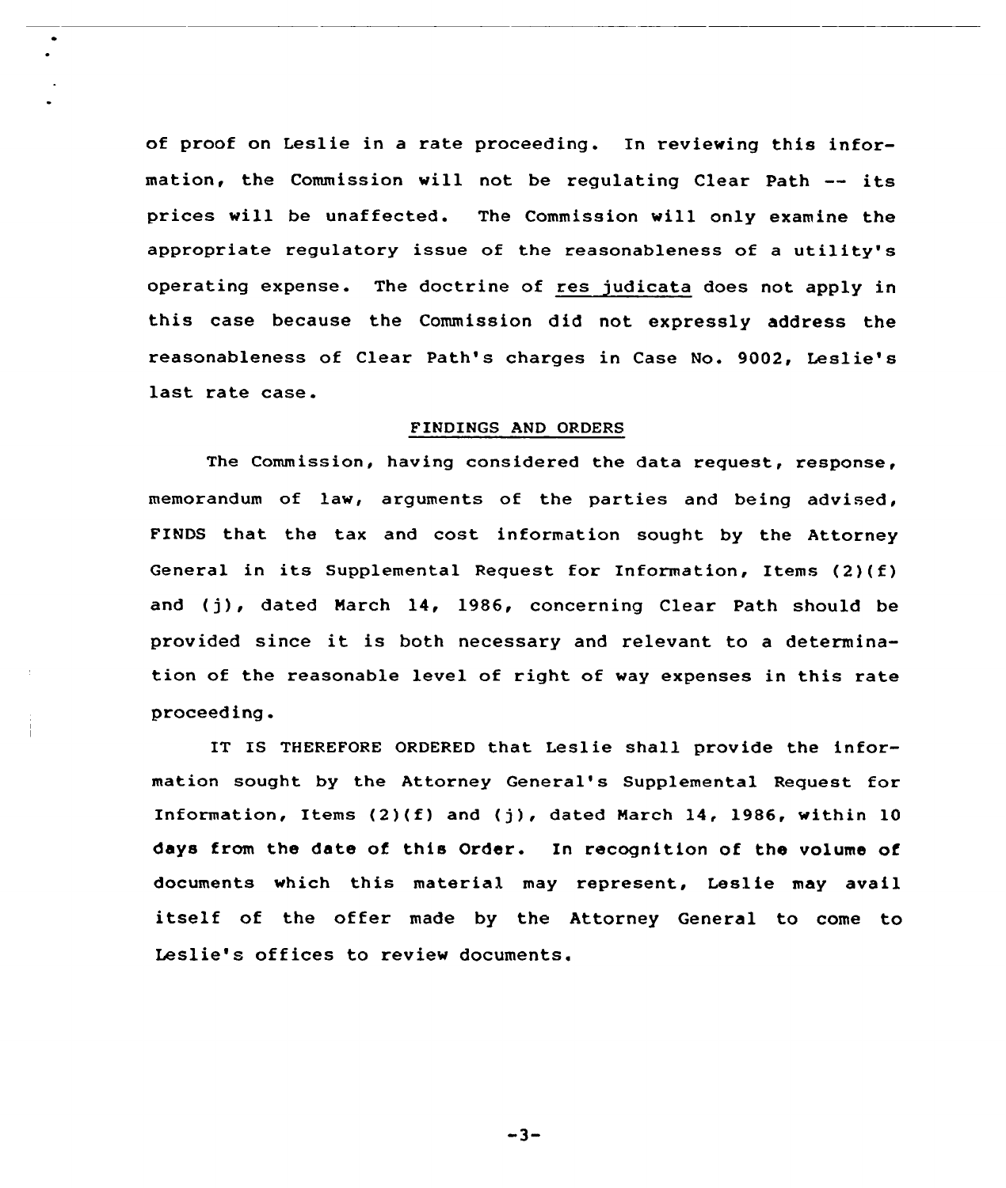of proof on Leslie in a rate proceeding. In reviewing this information, the Commission will not be regulating Clear Path -- its prices will be unaffected. The Commission will only examine the appropriate regulatory issue of the reasonableness of a utility's operating expense. The doctrine of res judicata does not apply in this case because the Commission did not expressly address the reasonableness of Clear Path's charges in Case No. 9002, Leslie's last rate case.

## FINDINGS AND ORDERS

The Commission, having considered the data request, response, memorandum of law, arguments of the parties and being advised, FINDS that the tax and cost information sought by the Attorney General in its Supplemental Request for Information, Items (2)(f) and (j), dated March 14, 1986, concerning Clear Path should be provided since it is both necessary and relevant to a determination of the reasonable level of right of way expenses in this rate proceeding.

IT IS THEREFORE ORDERED that Leslie shall provide the information sought by the Attorney General's Supplemental Request for Information, Items (2)(f) and (j), dated March 14, 1986, within 10 days from the date of this Order. In recognition of the volume of documents which this material may represent, Leslie may avail itself of the offer made by the Attorney General to come to Leslie's offices to review documents.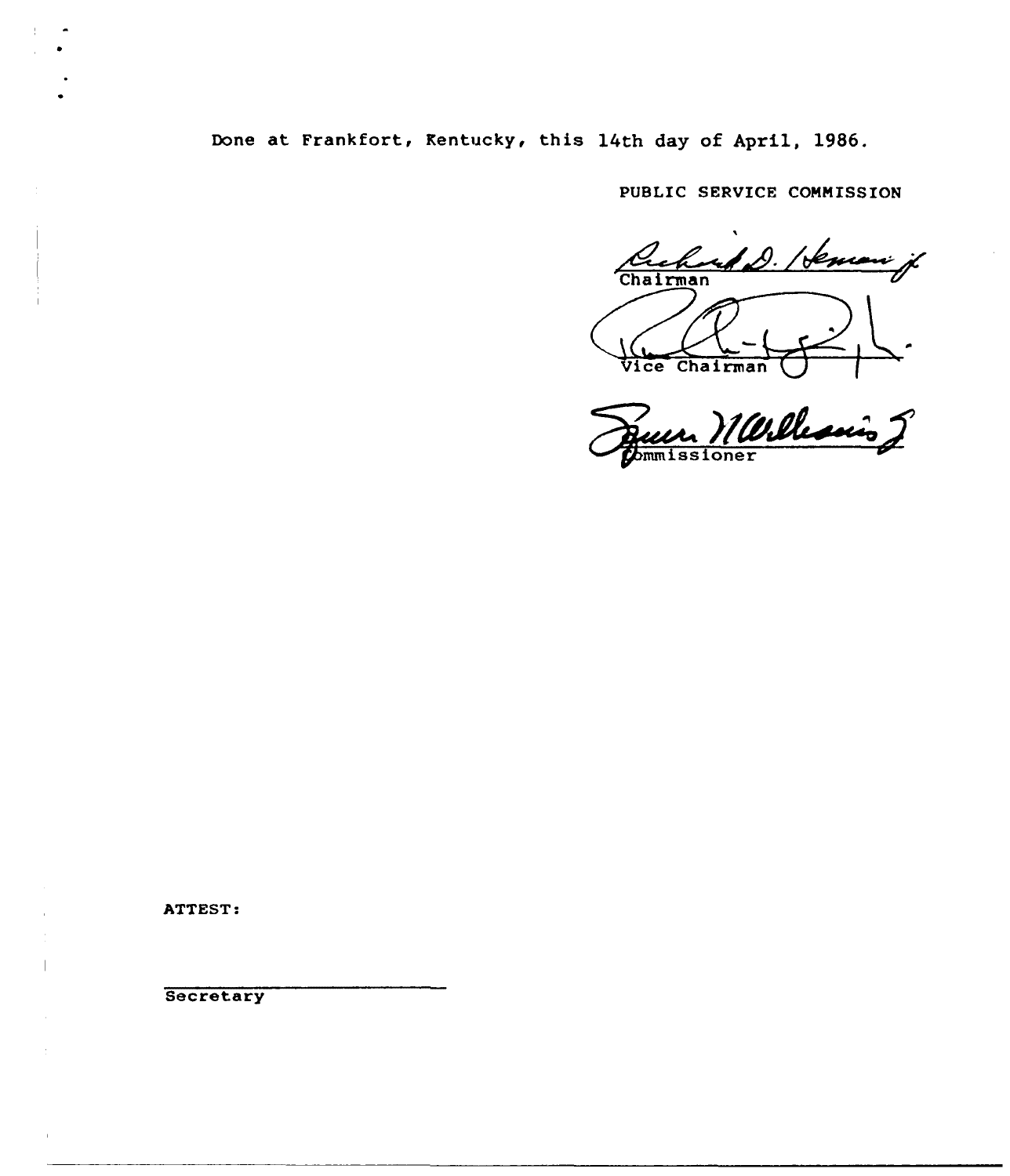Done at Frankfort, Kentucky, this 14th day of April, 1986.

PUBLIC SERVICE COMMISSION

Chairman

Vice Chairman

Commissioner

ATTEST:

Secretary